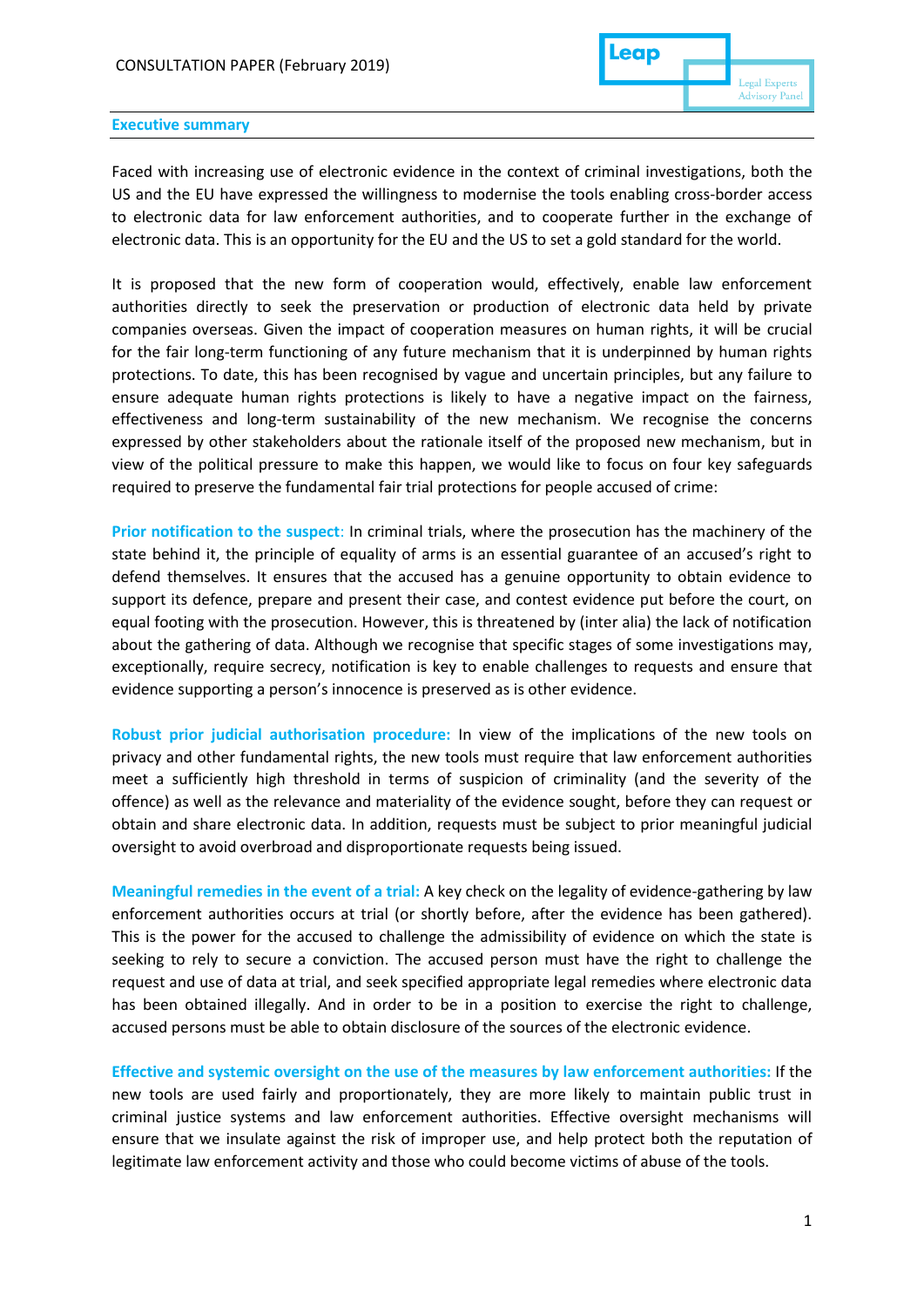CONSULTATION PAPER (February 2019)

## Executive summary

Faced with increasing use of electronic evidence in the context of criminal investigations, both the US and the EU have expressed the willingness to modernise the tools enabling cross-border access to electronic data for law enforcement authorities, and to cooperate further in the exchange of electronic data. This is an opportunity for the EU and the US to set a gold standard for the world.

It is proposed that the new form of cooperation would, effectively, enable law enforcement authorities directly to seek the preservation or production of electronic data held by private companies overseas. Given the impact of cooperation measures on human rights, it will be crucial for the fair long-term functioning of any future mechanism that it is underpinned by human rights protections. To date, this has been recognised by vague and uncertain principles, but any failure to ensure adequate human rights protections is likely to have a negative impact on the fairness, effectiveness and long-term sustainability of the new mechanism. We recognise the concerns expressed by other stakeholders about the rationale itself of the proposed new mechanism, but in view of the political pressure to make this happen, we would like to focus on four key safeguards required to preserve the fundamental fair trial protections for people accused of crime:

**Prior notification to the suspect:** In criminal trials, where the prosecution has the machinery of the state behind it, the principle of equality of arms is an essential guarantee of an accused's right to defend themselves. It ensures that the accused has a genuine opportunity to obtain evidence to support its defence, prepare and present their case, and contest evidence put before the court, on equal footing with the prosecution. However, this is threatened by (inter alia) the lack of notification about the gathering of data. Although we recognise that specific stages of some investigations may, exceptionally, require secrecy, notification is key to enable challenges to requests and ensure that evidence supporting a person's innocence is preserved as is other evidence.

**Robust prior judicial authorisation procedure:** In view of the implications of the new tools on privacy and other fundamental rights, the new tools must require that law enforcement authorities meet a sufficiently high threshold in terms of suspicion of criminality (and the severity of the offence) as well as the relevance and materiality of the evidence sought, before they can request or obtain and share electronic data. In addition, requests must be subject to prior meaningful judicial oversight to avoid overbroad and disproportionate requests being issued.

**Meaningful remedies in the event of a trial:** A key check on the legality of evidence-gathering by law enforcement authorities occurs at trial (or shortly before, after the evidence has been gathered). This is the power for the accused to challenge the admissibility of evidence on which the state is seeking to rely to secure a conviction. The accused person must have the right to challenge the request and use of data at trial, and seek specified appropriate legal remedies where electronic data has been obtained illegally. And in order to be in a position to exercise the right to challenge, accused persons must be able to obtain disclosure of the sources of the electronic evidence.

**Effective and systemic oversight on the use of the measures by law enforcement authorities:** If the new tools are used fairly and proportionately, they are more likely to maintain public trust in criminal justice systems and law enforcement authorities. Effective oversight mechanisms will ensure that we insulate against the risk of improper use, and help protect both the reputation of legitimate law enforcement activity and those who could become victims of abuse of the tools.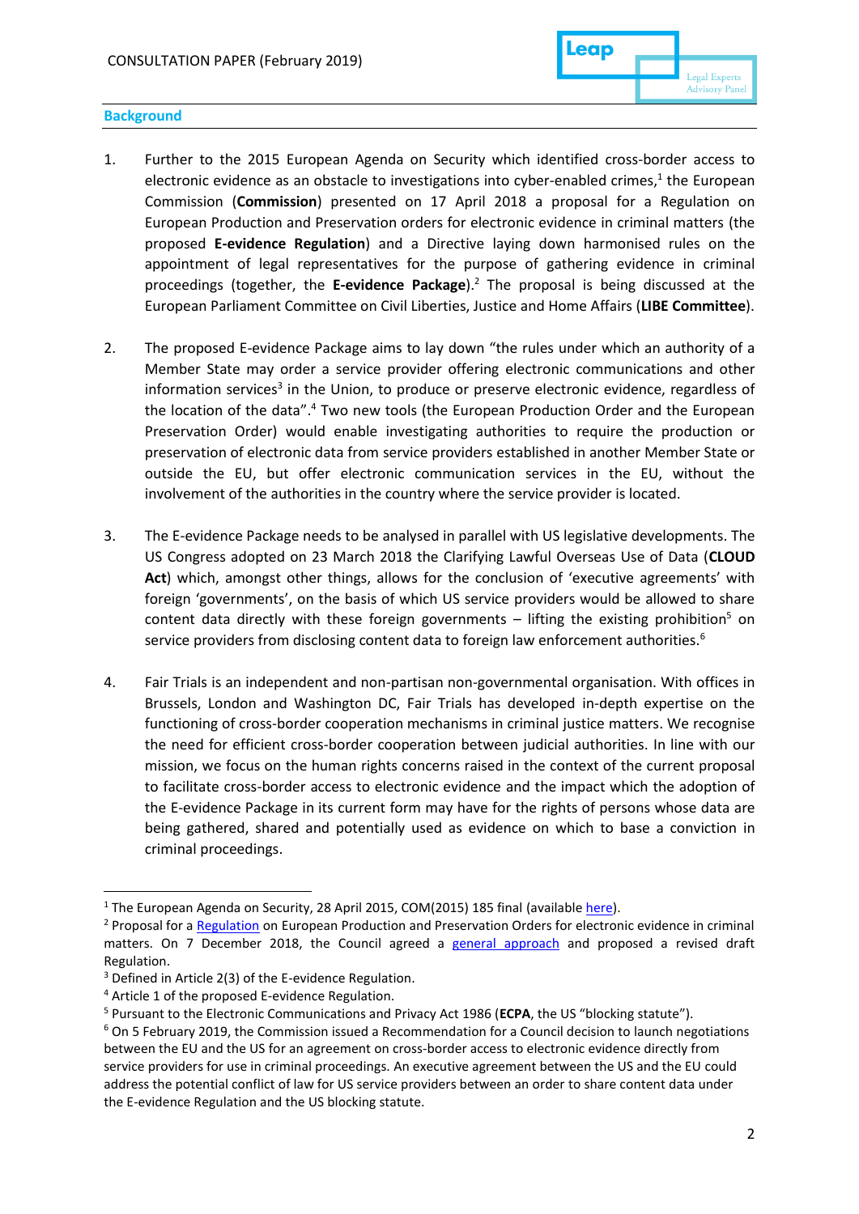## Background

1. Further to the 2015 European Agenda on Security which identified cross-border access to electronic evidence as an obstacle to investigations into cyber-enabled crimes,[1] the European Commission (**Commission**) presented on 17 April 2018 a proposal for a Regulation on European Production and Preservation orders for electronic evidence in criminal matters (the proposed **E-evidence Regulation**) and a Directive laying down harmonised rules on the appointment of legal representatives for the purpose of gathering evidence in criminal proceedings (together, the **E-evidence Package**).[2] The proposal is being discussed at the European Parliament Committee on Civil Liberties, Justice and Home Affairs (**LIBE Committee**).

2. The proposed E-evidence Package aims to lay down "the rules under which an authority of a Member State may order a service provider offering electronic communications and other information services[3] in the Union, to produce or preserve electronic evidence, regardless of the location of the data".[4] Two new tools (the European Production Order and the European Preservation Order) would enable investigating authorities to require the production or preservation of electronic data from service providers established in another Member State or outside the EU, but offer electronic communication services in the EU, without the involvement of the authorities in the country where the service provider is located.

3. The E-evidence Package needs to be analysed in parallel with US legislative developments. The US Congress adopted on 23 March 2018 the Clarifying Lawful Overseas Use of Data (**CLOUD Act**) which, amongst other things, allows for the conclusion of 'executive agreements' with foreign 'governments', on the basis of which US service providers would be allowed to share content data directly with these foreign governments – lifting the existing prohibition[5] on service providers from disclosing content data to foreign law enforcement authorities.[6]

4. Fair Trials is an independent and non-partisan non-governmental organisation. With offices in Brussels, London and Washington DC, Fair Trials has developed in-depth expertise on the functioning of cross-border cooperation mechanisms in criminal justice matters. We recognise the need for efficient cross-border cooperation between judicial authorities. In line with our mission, we focus on the human rights concerns raised in the context of the current proposal to facilitate cross-border access to electronic evidence and the impact which the adoption of the E-evidence Package in its current form may have for the rights of persons whose data are being gathered, shared and potentially used as evidence on which to base a conviction in criminal proceedings.

---

[1] The European Agenda on Security, 28 April 2015, COM(2015) 185 final (available here).

[2] Proposal for a Regulation on European Production and Preservation Orders for electronic evidence in criminal matters. On 7 December 2018, the Council agreed a general approach and proposed a revised draft Regulation.

[3] Defined in Article 2(3) of the E-evidence Regulation.

[4] Article 1 of the proposed E-evidence Regulation.

[5] Pursuant to the Electronic Communications and Privacy Act 1986 (**ECPA**, the US "blocking statute").

[6] On 5 February 2019, the Commission issued a Recommendation for a Council decision to launch negotiations between the EU and the US for an agreement on cross-border access to electronic evidence directly from service providers for use in criminal proceedings. An executive agreement between the US and the EU could address the potential conflict of law for US service providers between an order to share content data under the E-evidence Regulation and the US blocking statute.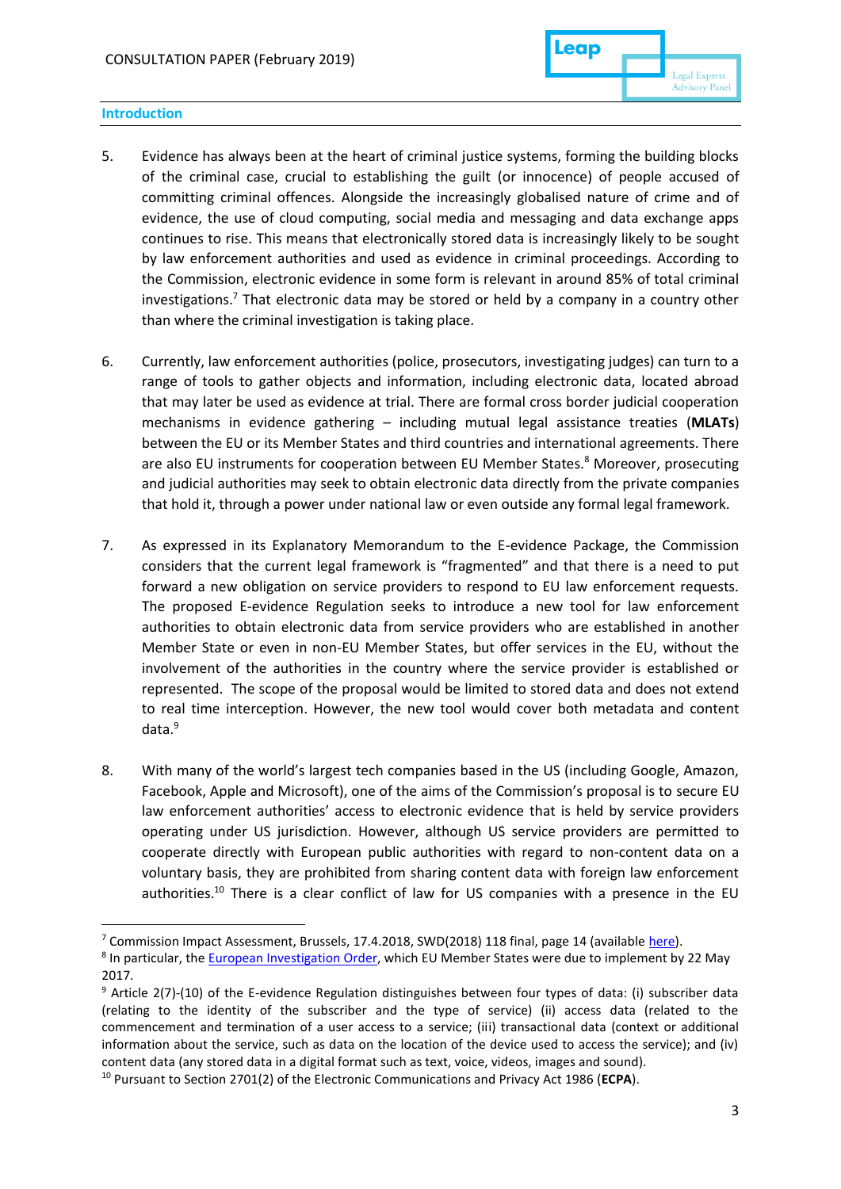## Introduction

5. Evidence has always been at the heart of criminal justice systems, forming the building blocks of the criminal case, crucial to establishing the guilt (or innocence) of people accused of committing criminal offences. Alongside the increasingly globalised nature of crime and of evidence, the use of cloud computing, social media and messaging and data exchange apps continues to rise. This means that electronically stored data is increasingly likely to be sought by law enforcement authorities and used as evidence in criminal proceedings. According to the Commission, electronic evidence in some form is relevant in around 85% of total criminal investigations.[7] That electronic data may be stored or held by a company in a country other than where the criminal investigation is taking place.

6. Currently, law enforcement authorities (police, prosecutors, investigating judges) can turn to a range of tools to gather objects and information, including electronic data, located abroad that may later be used as evidence at trial. There are formal cross border judicial cooperation mechanisms in evidence gathering – including mutual legal assistance treaties (**MLATs**) between the EU or its Member States and third countries and international agreements. There are also EU instruments for cooperation between EU Member States.[8] Moreover, prosecuting and judicial authorities may seek to obtain electronic data directly from the private companies that hold it, through a power under national law or even outside any formal legal framework.

7. As expressed in its Explanatory Memorandum to the E-evidence Package, the Commission considers that the current legal framework is "fragmented" and that there is a need to put forward a new obligation on service providers to respond to EU law enforcement requests. The proposed E-evidence Regulation seeks to introduce a new tool for law enforcement authorities to obtain electronic data from service providers who are established in another Member State or even in non-EU Member States, but offer services in the EU, without the involvement of the authorities in the country where the service provider is established or represented. The scope of the proposal would be limited to stored data and does not extend to real time interception. However, the new tool would cover both metadata and content data.[9]

8. With many of the world's largest tech companies based in the US (including Google, Amazon, Facebook, Apple and Microsoft), one of the aims of the Commission's proposal is to secure EU law enforcement authorities' access to electronic evidence that is held by service providers operating under US jurisdiction. However, although US service providers are permitted to cooperate directly with European public authorities with regard to non-content data on a voluntary basis, they are prohibited from sharing content data with foreign law enforcement authorities.[10] There is a clear conflict of law for US companies with a presence in the EU

---

[7] Commission Impact Assessment, Brussels, 17.4.2018, SWD(2018) 118 final, page 14 (available here).

[8] In particular, the European Investigation Order, which EU Member States were due to implement by 22 May 2017.

[9] Article 2(7)-(10) of the E-evidence Regulation distinguishes between four types of data: (i) subscriber data (relating to the identity of the subscriber and the type of service) (ii) access data (related to the commencement and termination of a user access to a service; (iii) transactional data (context or additional information about the service, such as data on the location of the device used to access the service); and (iv) content data (any stored data in a digital format such as text, voice, videos, images and sound).

[10] Pursuant to Section 2701(2) of the Electronic Communications and Privacy Act 1986 (**ECPA**).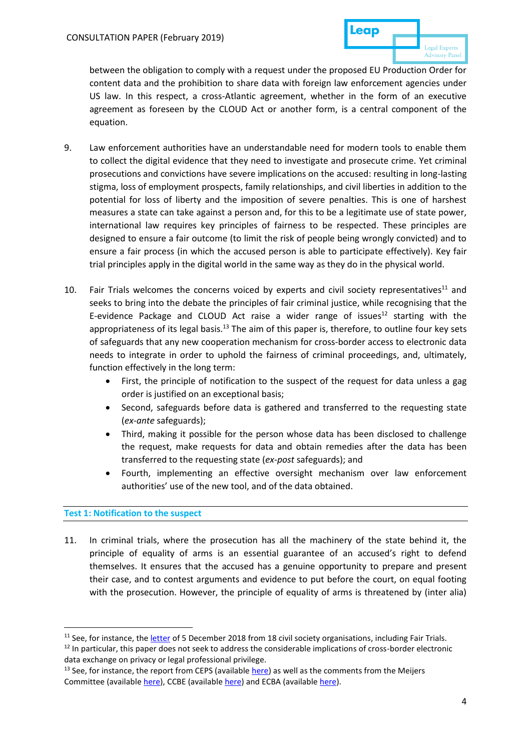between the obligation to comply with a request under the proposed EU Production Order for content data and the prohibition to share data with foreign law enforcement agencies under US law. In this respect, a cross-Atlantic agreement, whether in the form of an executive agreement as foreseen by the CLOUD Act or another form, is a central component of the equation.

9. Law enforcement authorities have an understandable need for modern tools to enable them to collect the digital evidence that they need to investigate and prosecute crime. Yet criminal prosecutions and convictions have severe implications on the accused: resulting in long-lasting stigma, loss of employment prospects, family relationships, and civil liberties in addition to the potential for loss of liberty and the imposition of severe penalties. This is one of harshest measures a state can take against a person and, for this to be a legitimate use of state power, international law requires key principles of fairness to be respected. These principles are designed to ensure a fair outcome (to limit the risk of people being wrongly convicted) and to ensure a fair process (in which the accused person is able to participate effectively). Key fair trial principles apply in the digital world in the same way as they do in the physical world.

10. Fair Trials welcomes the concerns voiced by experts and civil society representatives[11] and seeks to bring into the debate the principles of fair criminal justice, while recognising that the E-evidence Package and CLOUD Act raise a wider range of issues[12] starting with the appropriateness of its legal basis.[13] The aim of this paper is, therefore, to outline four key sets of safeguards that any new cooperation mechanism for cross-border access to electronic data needs to integrate in order to uphold the fairness of criminal proceedings, and, ultimately, function effectively in the long term:
    - First, the principle of notification to the suspect of the request for data unless a gag order is justified on an exceptional basis;
    - Second, safeguards before data is gathered and transferred to the requesting state (*ex-ante* safeguards);
    - Third, making it possible for the person whose data has been disclosed to challenge the request, make requests for data and obtain remedies after the data has been transferred to the requesting state (*ex-post* safeguards); and
    - Fourth, implementing an effective oversight mechanism over law enforcement authorities' use of the new tool, and of the data obtained.

## Test 1: Notification to the suspect

11. In criminal trials, where the prosecution has all the machinery of the state behind it, the principle of equality of arms is an essential guarantee of an accused's right to defend themselves. It ensures that the accused has a genuine opportunity to prepare and present their case, and to contest arguments and evidence to put before the court, on equal footing with the prosecution. However, the principle of equality of arms is threatened by (inter alia)

---

[11] See, for instance, the letter of 5 December 2018 from 18 civil society organisations, including Fair Trials.

[12] In particular, this paper does not seek to address the considerable implications of cross-border electronic data exchange on privacy or legal professional privilege.

[13] See, for instance, the report from CEPS (available here) as well as the comments from the Meijers Committee (available here), CCBE (available here) and ECBA (available here).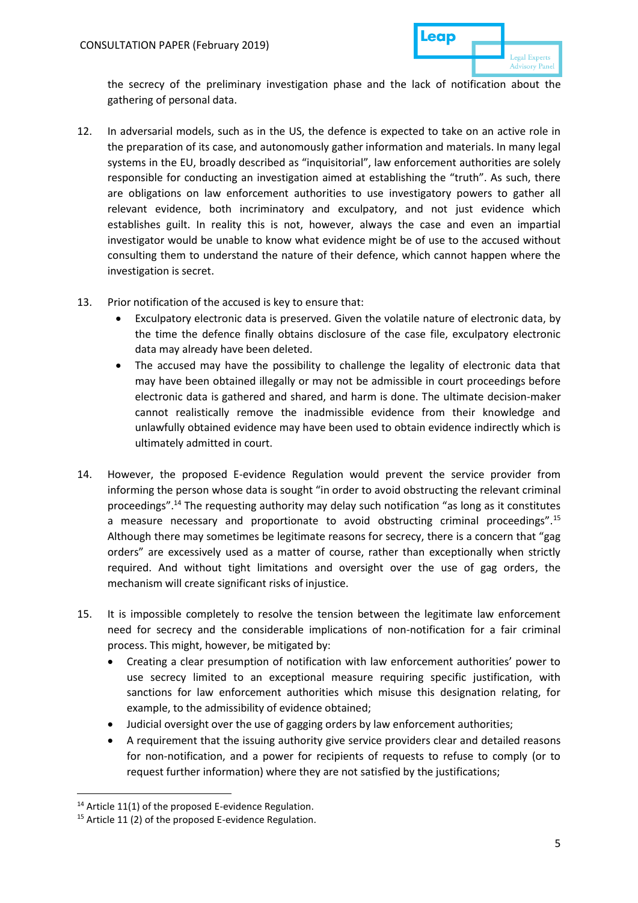the secrecy of the preliminary investigation phase and the lack of notification about the gathering of personal data.

12. In adversarial models, such as in the US, the defence is expected to take on an active role in the preparation of its case, and autonomously gather information and materials. In many legal systems in the EU, broadly described as "inquisitorial", law enforcement authorities are solely responsible for conducting an investigation aimed at establishing the "truth". As such, there are obligations on law enforcement authorities to use investigatory powers to gather all relevant evidence, both incriminatory and exculpatory, and not just evidence which establishes guilt. In reality this is not, however, always the case and even an impartial investigator would be unable to know what evidence might be of use to the accused without consulting them to understand the nature of their defence, which cannot happen where the investigation is secret.

13. Prior notification of the accused is key to ensure that:
    - Exculpatory electronic data is preserved. Given the volatile nature of electronic data, by the time the defence finally obtains disclosure of the case file, exculpatory electronic data may already have been deleted.
    - The accused may have the possibility to challenge the legality of electronic data that may have been obtained illegally or may not be admissible in court proceedings before electronic data is gathered and shared, and harm is done. The ultimate decision-maker cannot realistically remove the inadmissible evidence from their knowledge and unlawfully obtained evidence may have been used to obtain evidence indirectly which is ultimately admitted in court.

14. However, the proposed E-evidence Regulation would prevent the service provider from informing the person whose data is sought "in order to avoid obstructing the relevant criminal proceedings".[14] The requesting authority may delay such notification "as long as it constitutes a measure necessary and proportionate to avoid obstructing criminal proceedings".[15] Although there may sometimes be legitimate reasons for secrecy, there is a concern that "gag orders" are excessively used as a matter of course, rather than exceptionally when strictly required. And without tight limitations and oversight over the use of gag orders, the mechanism will create significant risks of injustice.

15. It is impossible completely to resolve the tension between the legitimate law enforcement need for secrecy and the considerable implications of non-notification for a fair criminal process. This might, however, be mitigated by:
    - Creating a clear presumption of notification with law enforcement authorities' power to use secrecy limited to an exceptional measure requiring specific justification, with sanctions for law enforcement authorities which misuse this designation relating, for example, to the admissibility of evidence obtained;
    - Judicial oversight over the use of gagging orders by law enforcement authorities;
    - A requirement that the issuing authority give service providers clear and detailed reasons for non-notification, and a power for recipients of requests to refuse to comply (or to request further information) where they are not satisfied by the justifications;

---

[14] Article 11(1) of the proposed E-evidence Regulation.

[15] Article 11 (2) of the proposed E-evidence Regulation.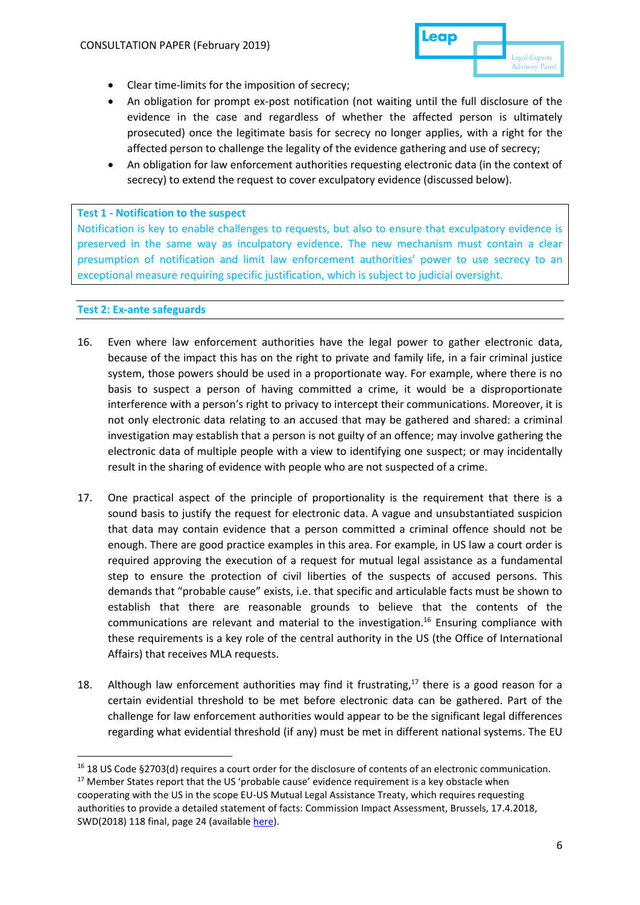- Clear time-limits for the imposition of secrecy;
- An obligation for prompt ex-post notification (not waiting until the full disclosure of the evidence in the case and regardless of whether the affected person is ultimately prosecuted) once the legitimate basis for secrecy no longer applies, with a right for the affected person to challenge the legality of the evidence gathering and use of secrecy;
- An obligation for law enforcement authorities requesting electronic data (in the context of secrecy) to extend the request to cover exculpatory evidence (discussed below).

> **Test 1 - Notification to the suspect**
>
> Notification is key to enable challenges to requests, but also to ensure that exculpatory evidence is preserved in the same way as inculpatory evidence. The new mechanism must contain a clear presumption of notification and limit law enforcement authorities' power to use secrecy to an exceptional measure requiring specific justification, which is subject to judicial oversight.

### Test 2: Ex-ante safeguards

16. Even where law enforcement authorities have the legal power to gather electronic data, because of the impact this has on the right to private and family life, in a fair criminal justice system, those powers should be used in a proportionate way. For example, where there is no basis to suspect a person of having committed a crime, it would be a disproportionate interference with a person's right to privacy to intercept their communications. Moreover, it is not only electronic data relating to an accused that may be gathered and shared: a criminal investigation may establish that a person is not guilty of an offence; may involve gathering the electronic data of multiple people with a view to identifying one suspect; or may incidentally result in the sharing of evidence with people who are not suspected of a crime.

17. One practical aspect of the principle of proportionality is the requirement that there is a sound basis to justify the request for electronic data. A vague and unsubstantiated suspicion that data may contain evidence that a person committed a criminal offence should not be enough. There are good practice examples in this area. For example, in US law a court order is required approving the execution of a request for mutual legal assistance as a fundamental step to ensure the protection of civil liberties of the suspects of accused persons. This demands that "probable cause" exists, i.e. that specific and articulable facts must be shown to establish that there are reasonable grounds to believe that the contents of the communications are relevant and material to the investigation.[16] Ensuring compliance with these requirements is a key role of the central authority in the US (the Office of International Affairs) that receives MLA requests.

18. Although law enforcement authorities may find it frustrating,[17] there is a good reason for a certain evidential threshold to be met before electronic data can be gathered. Part of the challenge for law enforcement authorities would appear to be the significant legal differences regarding what evidential threshold (if any) must be met in different national systems. The EU

---

[16] 18 US Code §2703(d) requires a court order for the disclosure of contents of an electronic communication.

[17] Member States report that the US 'probable cause' evidence requirement is a key obstacle when cooperating with the US in the scope EU-US Mutual Legal Assistance Treaty, which requires requesting authorities to provide a detailed statement of facts: Commission Impact Assessment, Brussels, 17.4.2018, SWD(2018) 118 final, page 24 (available here).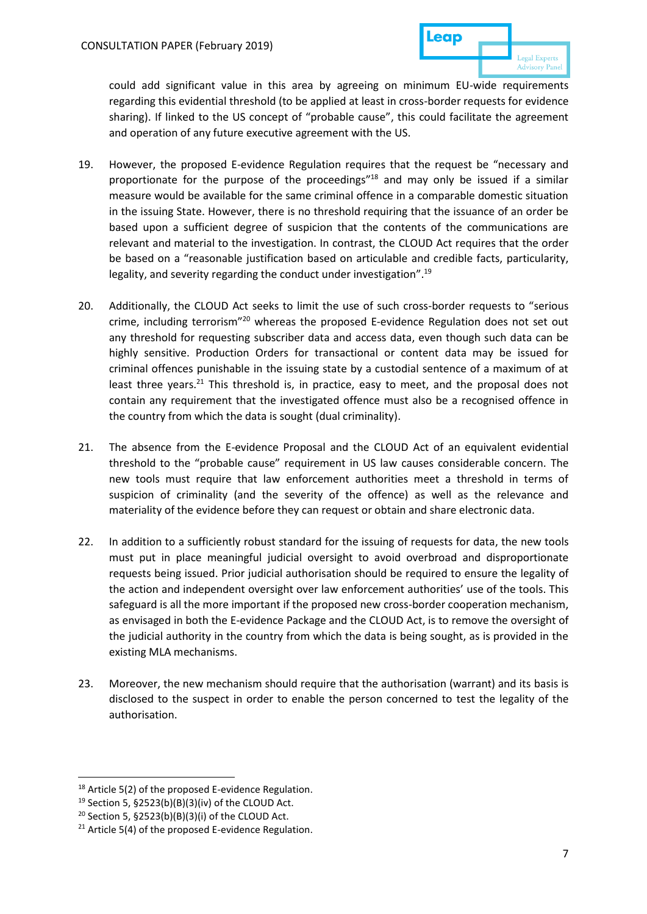could add significant value in this area by agreeing on minimum EU-wide requirements regarding this evidential threshold (to be applied at least in cross-border requests for evidence sharing). If linked to the US concept of "probable cause", this could facilitate the agreement and operation of any future executive agreement with the US.

19. However, the proposed E-evidence Regulation requires that the request be "necessary and proportionate for the purpose of the proceedings"[18] and may only be issued if a similar measure would be available for the same criminal offence in a comparable domestic situation in the issuing State. However, there is no threshold requiring that the issuance of an order be based upon a sufficient degree of suspicion that the contents of the communications are relevant and material to the investigation. In contrast, the CLOUD Act requires that the order be based on a "reasonable justification based on articulable and credible facts, particularity, legality, and severity regarding the conduct under investigation".[19]

20. Additionally, the CLOUD Act seeks to limit the use of such cross-border requests to "serious crime, including terrorism"[20] whereas the proposed E-evidence Regulation does not set out any threshold for requesting subscriber data and access data, even though such data can be highly sensitive. Production Orders for transactional or content data may be issued for criminal offences punishable in the issuing state by a custodial sentence of a maximum of at least three years.[21] This threshold is, in practice, easy to meet, and the proposal does not contain any requirement that the investigated offence must also be a recognised offence in the country from which the data is sought (dual criminality).

21. The absence from the E-evidence Proposal and the CLOUD Act of an equivalent evidential threshold to the "probable cause" requirement in US law causes considerable concern. The new tools must require that law enforcement authorities meet a threshold in terms of suspicion of criminality (and the severity of the offence) as well as the relevance and materiality of the evidence before they can request or obtain and share electronic data.

22. In addition to a sufficiently robust standard for the issuing of requests for data, the new tools must put in place meaningful judicial oversight to avoid overbroad and disproportionate requests being issued. Prior judicial authorisation should be required to ensure the legality of the action and independent oversight over law enforcement authorities' use of the tools. This safeguard is all the more important if the proposed new cross-border cooperation mechanism, as envisaged in both the E-evidence Package and the CLOUD Act, is to remove the oversight of the judicial authority in the country from which the data is being sought, as is provided in the existing MLA mechanisms.

23. Moreover, the new mechanism should require that the authorisation (warrant) and its basis is disclosed to the suspect in order to enable the person concerned to test the legality of the authorisation.

---

[18] Article 5(2) of the proposed E-evidence Regulation.

[19] Section 5, §2523(b)(B)(3)(iv) of the CLOUD Act.

[20] Section 5, §2523(b)(B)(3)(i) of the CLOUD Act.

[21] Article 5(4) of the proposed E-evidence Regulation.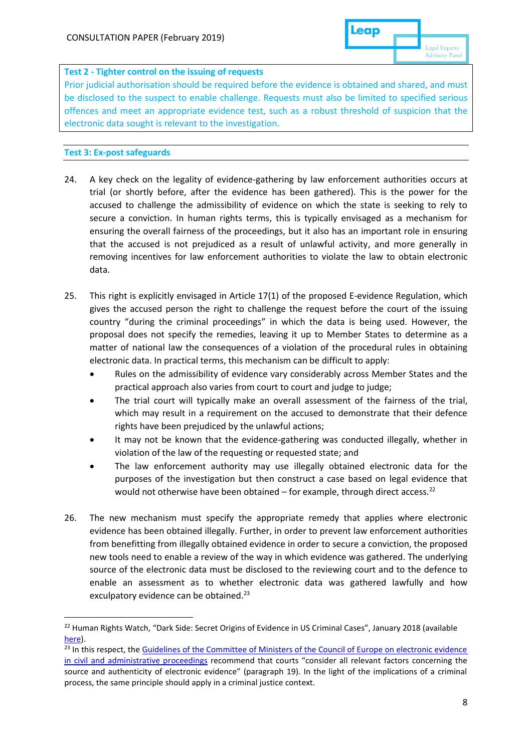**Test 2 - Tighter control on the issuing of requests**

Prior judicial authorisation should be required before the evidence is obtained and shared, and must be disclosed to the suspect to enable challenge. Requests must also be limited to specified serious offences and meet an appropriate evidence test, such as a robust threshold of suspicion that the electronic data sought is relevant to the investigation.

### Test 3: Ex-post safeguards

24. A key check on the legality of evidence-gathering by law enforcement authorities occurs at trial (or shortly before, after the evidence has been gathered). This is the power for the accused to challenge the admissibility of evidence on which the state is seeking to rely to secure a conviction. In human rights terms, this is typically envisaged as a mechanism for ensuring the overall fairness of the proceedings, but it also has an important role in ensuring that the accused is not prejudiced as a result of unlawful activity, and more generally in removing incentives for law enforcement authorities to violate the law to obtain electronic data.

25. This right is explicitly envisaged in Article 17(1) of the proposed E-evidence Regulation, which gives the accused person the right to challenge the request before the court of the issuing country "during the criminal proceedings" in which the data is being used. However, the proposal does not specify the remedies, leaving it up to Member States to determine as a matter of national law the consequences of a violation of the procedural rules in obtaining electronic data. In practical terms, this mechanism can be difficult to apply:
    - Rules on the admissibility of evidence vary considerably across Member States and the practical approach also varies from court to court and judge to judge;
    - The trial court will typically make an overall assessment of the fairness of the trial, which may result in a requirement on the accused to demonstrate that their defence rights have been prejudiced by the unlawful actions;
    - It may not be known that the evidence-gathering was conducted illegally, whether in violation of the law of the requesting or requested state; and
    - The law enforcement authority may use illegally obtained electronic data for the purposes of the investigation but then construct a case based on legal evidence that would not otherwise have been obtained – for example, through direct access.[22]

26. The new mechanism must specify the appropriate remedy that applies where electronic evidence has been obtained illegally. Further, in order to prevent law enforcement authorities from benefitting from illegally obtained evidence in order to secure a conviction, the proposed new tools need to enable a review of the way in which evidence was gathered. The underlying source of the electronic data must be disclosed to the reviewing court and to the defence to enable an assessment as to whether electronic data was gathered lawfully and how exculpatory evidence can be obtained.[23]

---

[22] Human Rights Watch, "Dark Side: Secret Origins of Evidence in US Criminal Cases", January 2018 (available here).

[23] In this respect, the Guidelines of the Committee of Ministers of the Council of Europe on electronic evidence in civil and administrative proceedings recommend that courts "consider all relevant factors concerning the source and authenticity of electronic evidence" (paragraph 19). In the light of the implications of a criminal process, the same principle should apply in a criminal justice context.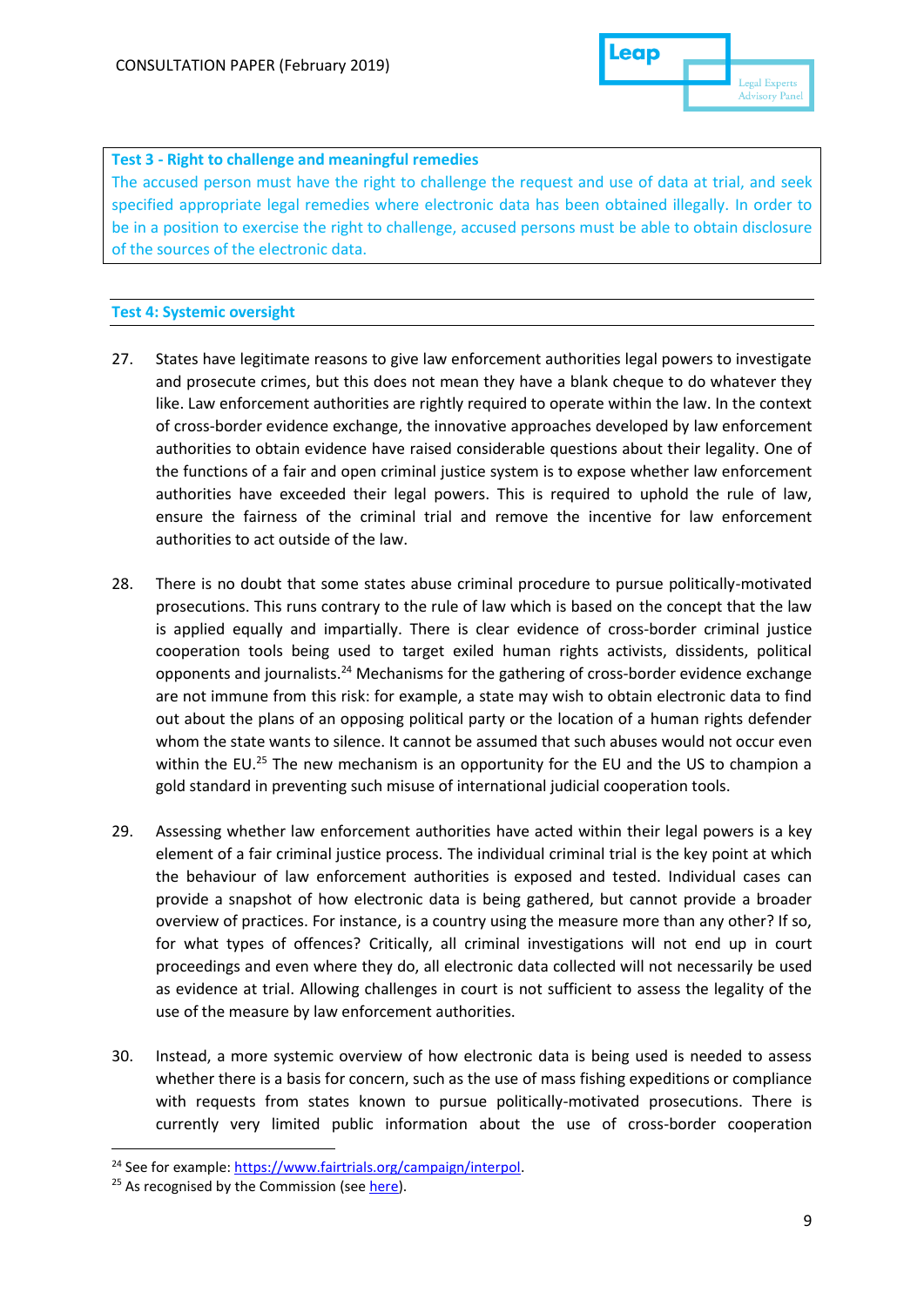**Test 3 - Right to challenge and meaningful remedies**

The accused person must have the right to challenge the request and use of data at trial, and seek specified appropriate legal remedies where electronic data has been obtained illegally. In order to be in a position to exercise the right to challenge, accused persons must be able to obtain disclosure of the sources of the electronic data.

### Test 4: Systemic oversight

27. States have legitimate reasons to give law enforcement authorities legal powers to investigate and prosecute crimes, but this does not mean they have a blank cheque to do whatever they like. Law enforcement authorities are rightly required to operate within the law. In the context of cross-border evidence exchange, the innovative approaches developed by law enforcement authorities to obtain evidence have raised considerable questions about their legality. One of the functions of a fair and open criminal justice system is to expose whether law enforcement authorities have exceeded their legal powers. This is required to uphold the rule of law, ensure the fairness of the criminal trial and remove the incentive for law enforcement authorities to act outside of the law.

28. There is no doubt that some states abuse criminal procedure to pursue politically-motivated prosecutions. This runs contrary to the rule of law which is based on the concept that the law is applied equally and impartially. There is clear evidence of cross-border criminal justice cooperation tools being used to target exiled human rights activists, dissidents, political opponents and journalists.[24] Mechanisms for the gathering of cross-border evidence exchange are not immune from this risk: for example, a state may wish to obtain electronic data to find out about the plans of an opposing political party or the location of a human rights defender whom the state wants to silence. It cannot be assumed that such abuses would not occur even within the EU.[25] The new mechanism is an opportunity for the EU and the US to champion a gold standard in preventing such misuse of international judicial cooperation tools.

29. Assessing whether law enforcement authorities have acted within their legal powers is a key element of a fair criminal justice process. The individual criminal trial is the key point at which the behaviour of law enforcement authorities is exposed and tested. Individual cases can provide a snapshot of how electronic data is being gathered, but cannot provide a broader overview of practices. For instance, is a country using the measure more than any other? If so, for what types of offences? Critically, all criminal investigations will not end up in court proceedings and even where they do, all electronic data collected will not necessarily be used as evidence at trial. Allowing challenges in court is not sufficient to assess the legality of the use of the measure by law enforcement authorities.

30. Instead, a more systemic overview of how electronic data is being used is needed to assess whether there is a basis for concern, such as the use of mass fishing expeditions or compliance with requests from states known to pursue politically-motivated prosecutions. There is currently very limited public information about the use of cross-border cooperation

---

[24] See for example: https://www.fairtrials.org/campaign/interpol.

[25] As recognised by the Commission (see here).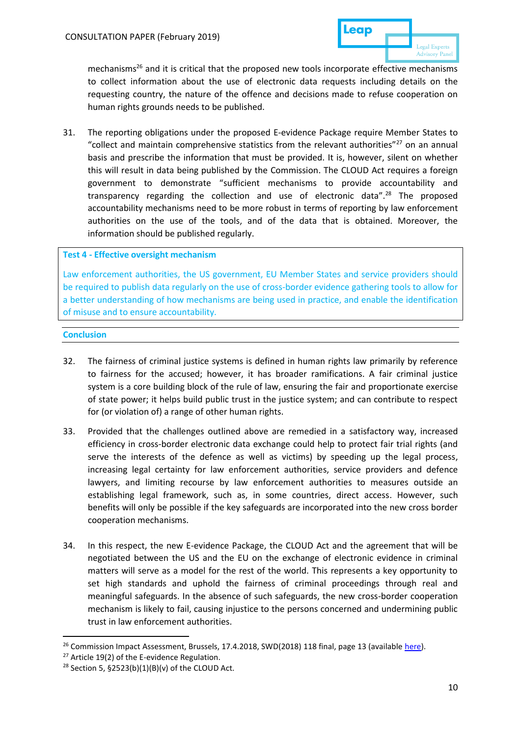mechanisms[26] and it is critical that the proposed new tools incorporate effective mechanisms to collect information about the use of electronic data requests including details on the requesting country, the nature of the offence and decisions made to refuse cooperation on human rights grounds needs to be published.

31. The reporting obligations under the proposed E-evidence Package require Member States to "collect and maintain comprehensive statistics from the relevant authorities"[27] on an annual basis and prescribe the information that must be provided. It is, however, silent on whether this will result in data being published by the Commission. The CLOUD Act requires a foreign government to demonstrate "sufficient mechanisms to provide accountability and transparency regarding the collection and use of electronic data".[28] The proposed accountability mechanisms need to be more robust in terms of reporting by law enforcement authorities on the use of the tools, and of the data that is obtained. Moreover, the information should be published regularly.

> **Test 4 - Effective oversight mechanism**
>
> Law enforcement authorities, the US government, EU Member States and service providers should be required to publish data regularly on the use of cross-border evidence gathering tools to allow for a better understanding of how mechanisms are being used in practice, and enable the identification of misuse and to ensure accountability.

## Conclusion

32. The fairness of criminal justice systems is defined in human rights law primarily by reference to fairness for the accused; however, it has broader ramifications. A fair criminal justice system is a core building block of the rule of law, ensuring the fair and proportionate exercise of state power; it helps build public trust in the justice system; and can contribute to respect for (or violation of) a range of other human rights.

33. Provided that the challenges outlined above are remedied in a satisfactory way, increased efficiency in cross-border electronic data exchange could help to protect fair trial rights (and serve the interests of the defence as well as victims) by speeding up the legal process, increasing legal certainty for law enforcement authorities, service providers and defence lawyers, and limiting recourse by law enforcement authorities to measures outside an establishing legal framework, such as, in some countries, direct access. However, such benefits will only be possible if the key safeguards are incorporated into the new cross border cooperation mechanisms.

34. In this respect, the new E-evidence Package, the CLOUD Act and the agreement that will be negotiated between the US and the EU on the exchange of electronic evidence in criminal matters will serve as a model for the rest of the world. This represents a key opportunity to set high standards and uphold the fairness of criminal proceedings through real and meaningful safeguards. In the absence of such safeguards, the new cross-border cooperation mechanism is likely to fail, causing injustice to the persons concerned and undermining public trust in law enforcement authorities.

---

[26] Commission Impact Assessment, Brussels, 17.4.2018, SWD(2018) 118 final, page 13 (available here).

[27] Article 19(2) of the E-evidence Regulation.

[28] Section 5, §2523(b)(1)(B)(v) of the CLOUD Act.